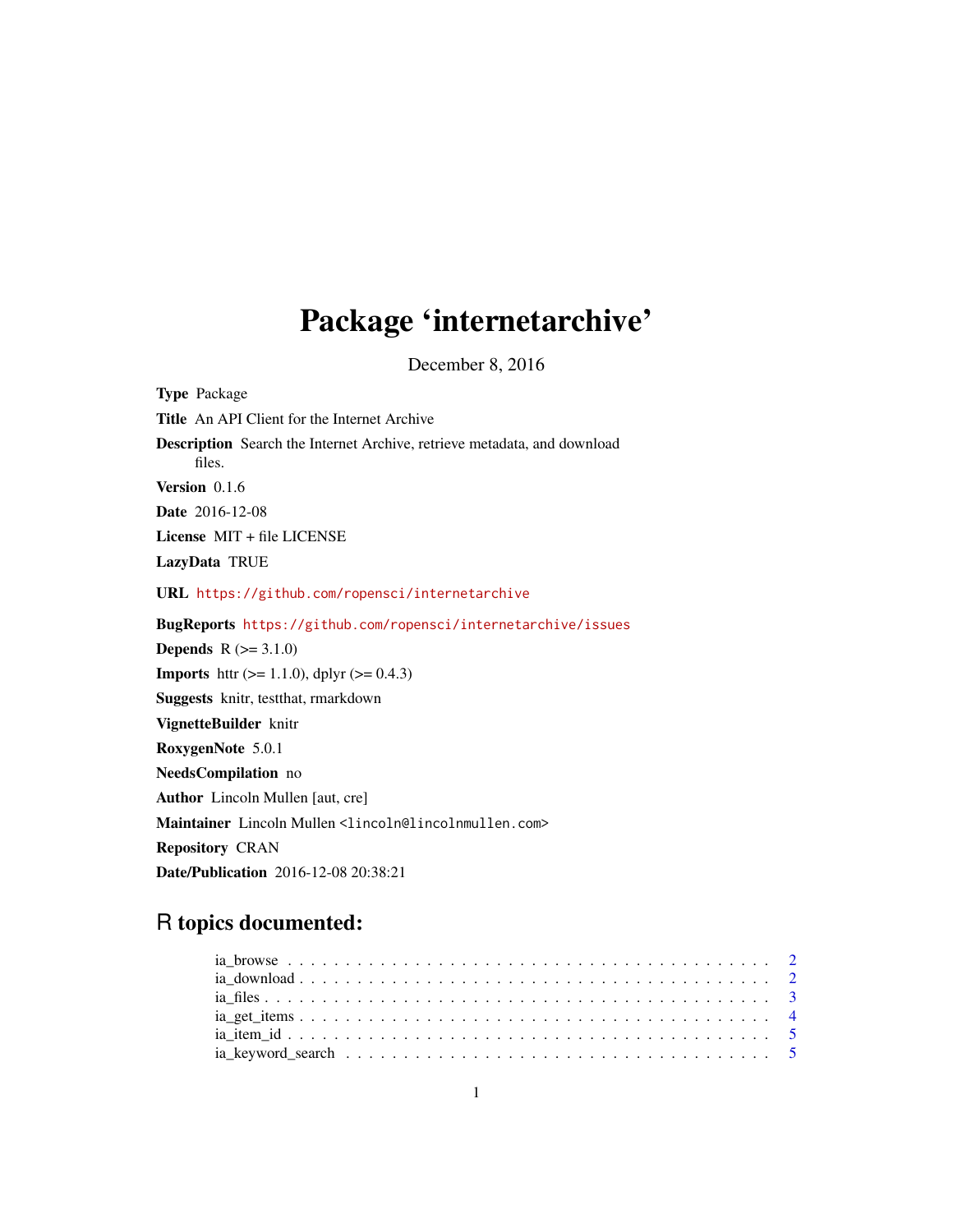# Package 'internetarchive'

December 8, 2016

**Type** Package

**Title** An API Client for the Internet Archive

**Description** Search the Internet Archive, retrieve metadata, and download files.

**Version** 0.1.6

**Date** 2016-12-08

**License** MIT + file LICENSE

**LazyData** TRUE

**URL** https://github.com/ropensci/internetarchive

**BugReports** https://github.com/ropensci/internetarchive/issues

**Depends** R (>= 3.1.0)

**Imports** httr (>= 1.1.0), dplyr (>= 0.4.3)

**Suggests** knitr, testthat, rmarkdown

**VignetteBuilder** knitr

**RoxygenNote** 5.0.1

**NeedsCompilation** no

**Author** Lincoln Mullen [aut, cre]

**Maintainer** Lincoln Mullen <lincoln@lincolnmullen.com>

**Repository** CRAN

**Date/Publication** 2016-12-08 20:38:21

## R topics documented:

- ia_browse . . . . . . . . . . . . . . . . . . . . . . . . . . . . . . . . . . . . . . . . . 2
- ia_download . . . . . . . . . . . . . . . . . . . . . . . . . . . . . . . . . . . . . . . . 2
- ia_files . . . . . . . . . . . . . . . . . . . . . . . . . . . . . . . . . . . . . . . . . . 3
- ia_get_items . . . . . . . . . . . . . . . . . . . . . . . . . . . . . . . . . . . . . . . . 4
- ia_item_id . . . . . . . . . . . . . . . . . . . . . . . . . . . . . . . . . . . . . . . . . 5
- ia_keyword_search . . . . . . . . . . . . . . . . . . . . . . . . . . . . . . . . . . . . 5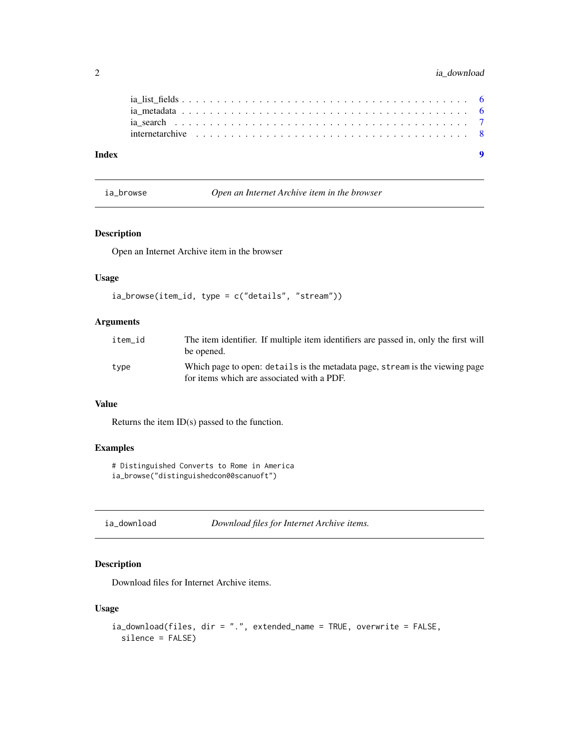ia_list_fields . . . . . . . . . . . . . . . . . . . . . . . . . . . . . . . . . . . . . . 6
ia_metadata . . . . . . . . . . . . . . . . . . . . . . . . . . . . . . . . . . . . . . . 6
ia_search . . . . . . . . . . . . . . . . . . . . . . . . . . . . . . . . . . . . . . . . 7
internetarchive . . . . . . . . . . . . . . . . . . . . . . . . . . . . . . . . . . . . . 8

**Index** **9**

---

## ia_browse — *Open an Internet Archive item in the browser*

### Description

Open an Internet Archive item in the browser

### Usage

```
ia_browse(item_id, type = c("details", "stream"))
```

### Arguments

| | |
|---|---|
| `item_id` | The item identifier. If multiple item identifiers are passed in, only the first will be opened. |
| `type` | Which page to open: `details` is the metadata page, `stream` is the viewing page for items which are associated with a PDF. |

### Value

Returns the item ID(s) passed to the function.

### Examples

```
# Distinguished Converts to Rome in America
ia_browse("distinguishedcon00scanuoft")
```

---

## ia_download — *Download files for Internet Archive items.*

### Description

Download files for Internet Archive items.

### Usage

```
ia_download(files, dir = ".", extended_name = TRUE, overwrite = FALSE,
  silence = FALSE)
```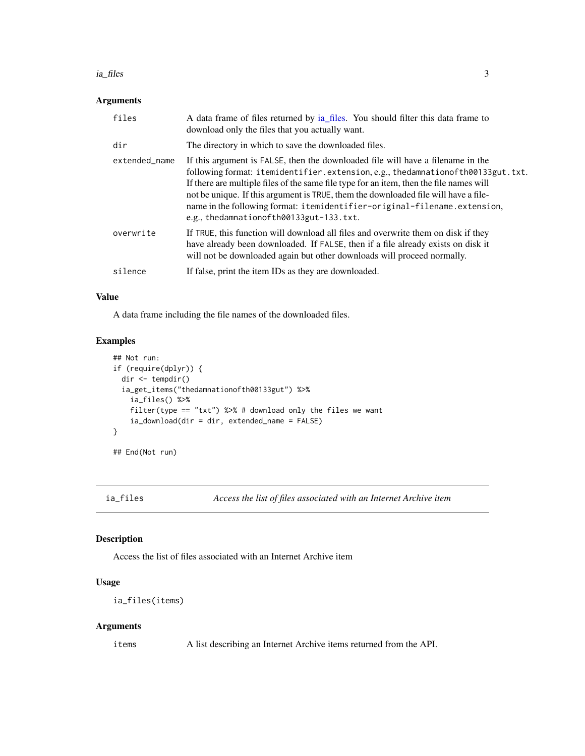### Arguments

| | |
|---|---|
| `files` | A data frame of files returned by ia_files. You should filter this data frame to download only the files that you actually want. |
| `dir` | The directory in which to save the downloaded files. |
| `extended_name` | If this argument is `FALSE`, then the downloaded file will have a filename in the following format: `itemidentifier.extension`, e.g., `thedamnationofth00133gut.txt`. If there are multiple files of the same file type for an item, then the file names will not be unique. If this argument is `TRUE`, them the downloaded file will have a filename in the following format: `itemidentifier-original-filename.extension`, e.g., `thedamnationofth00133gut-133.txt`. |
| `overwrite` | If `TRUE`, this function will download all files and overwrite them on disk if they have already been downloaded. If `FALSE`, then if a file already exists on disk it will not be downloaded again but other downloads will proceed normally. |
| `silence` | If false, print the item IDs as they are downloaded. |

### Value

A data frame including the file names of the downloaded files.

### Examples

```
## Not run:
if (require(dplyr)) {
  dir <- tempdir()
  ia_get_items("thedamnationofth00133gut") %>%
    ia_files() %>%
    filter(type == "txt") %>% # download only the files we want
    ia_download(dir = dir, extended_name = FALSE)
}

## End(Not run)
```

## ia_files *Access the list of files associated with an Internet Archive item*

### Description

Access the list of files associated with an Internet Archive item

### Usage

```
ia_files(items)
```

### Arguments

| | |
|---|---|
| `items` | A list describing an Internet Archive items returned from the API. |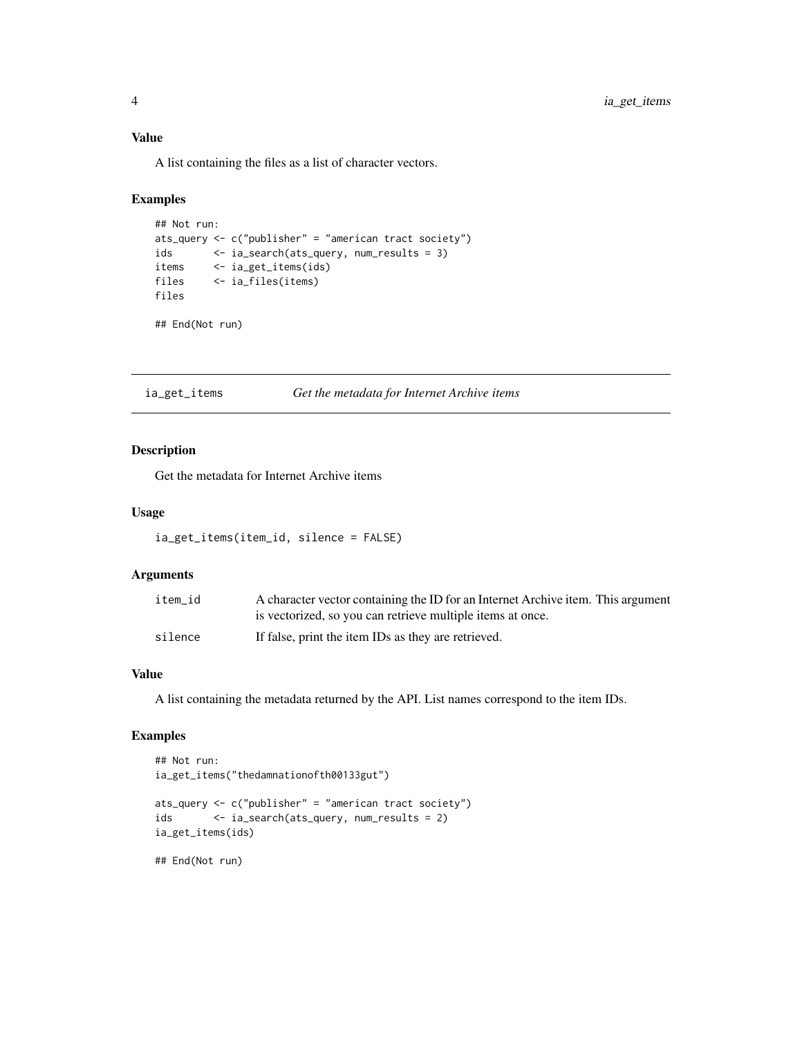### Value

A list containing the files as a list of character vectors.

### Examples

```
## Not run:
ats_query <- c("publisher" = "american tract society")
ids       <- ia_search(ats_query, num_results = 3)
items     <- ia_get_items(ids)
files     <- ia_files(items)
files

## End(Not run)
```

---

## ia_get_items — *Get the metadata for Internet Archive items*

---

### Description

Get the metadata for Internet Archive items

### Usage

```
ia_get_items(item_id, silence = FALSE)
```

### Arguments

| | |
|---|---|
| item_id | A character vector containing the ID for an Internet Archive item. This argument is vectorized, so you can retrieve multiple items at once. |
| silence | If false, print the item IDs as they are retrieved. |

### Value

A list containing the metadata returned by the API. List names correspond to the item IDs.

### Examples

```
## Not run:
ia_get_items("thedamnationofth00133gut")

ats_query <- c("publisher" = "american tract society")
ids       <- ia_search(ats_query, num_results = 2)
ia_get_items(ids)

## End(Not run)
```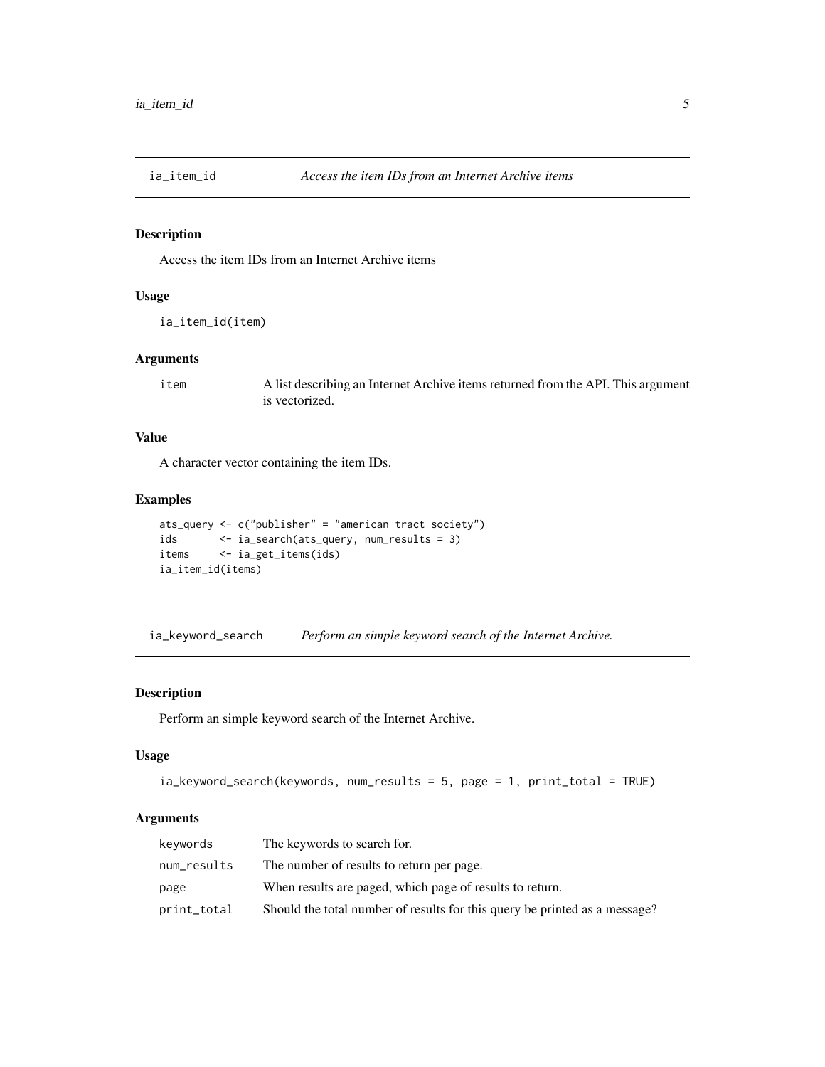## ia_item_id — *Access the item IDs from an Internet Archive items*

### Description

Access the item IDs from an Internet Archive items

### Usage

```
ia_item_id(item)
```

### Arguments

| | |
|---|---|
| `item` | A list describing an Internet Archive items returned from the API. This argument is vectorized. |

### Value

A character vector containing the item IDs.

### Examples

```
ats_query <- c("publisher" = "american tract society")
ids       <- ia_search(ats_query, num_results = 3)
items     <- ia_get_items(ids)
ia_item_id(items)
```

## ia_keyword_search — *Perform an simple keyword search of the Internet Archive.*

### Description

Perform an simple keyword search of the Internet Archive.

### Usage

```
ia_keyword_search(keywords, num_results = 5, page = 1, print_total = TRUE)
```

### Arguments

| | |
|---|---|
| `keywords` | The keywords to search for. |
| `num_results` | The number of results to return per page. |
| `page` | When results are paged, which page of results to return. |
| `print_total` | Should the total number of results for this query be printed as a message? |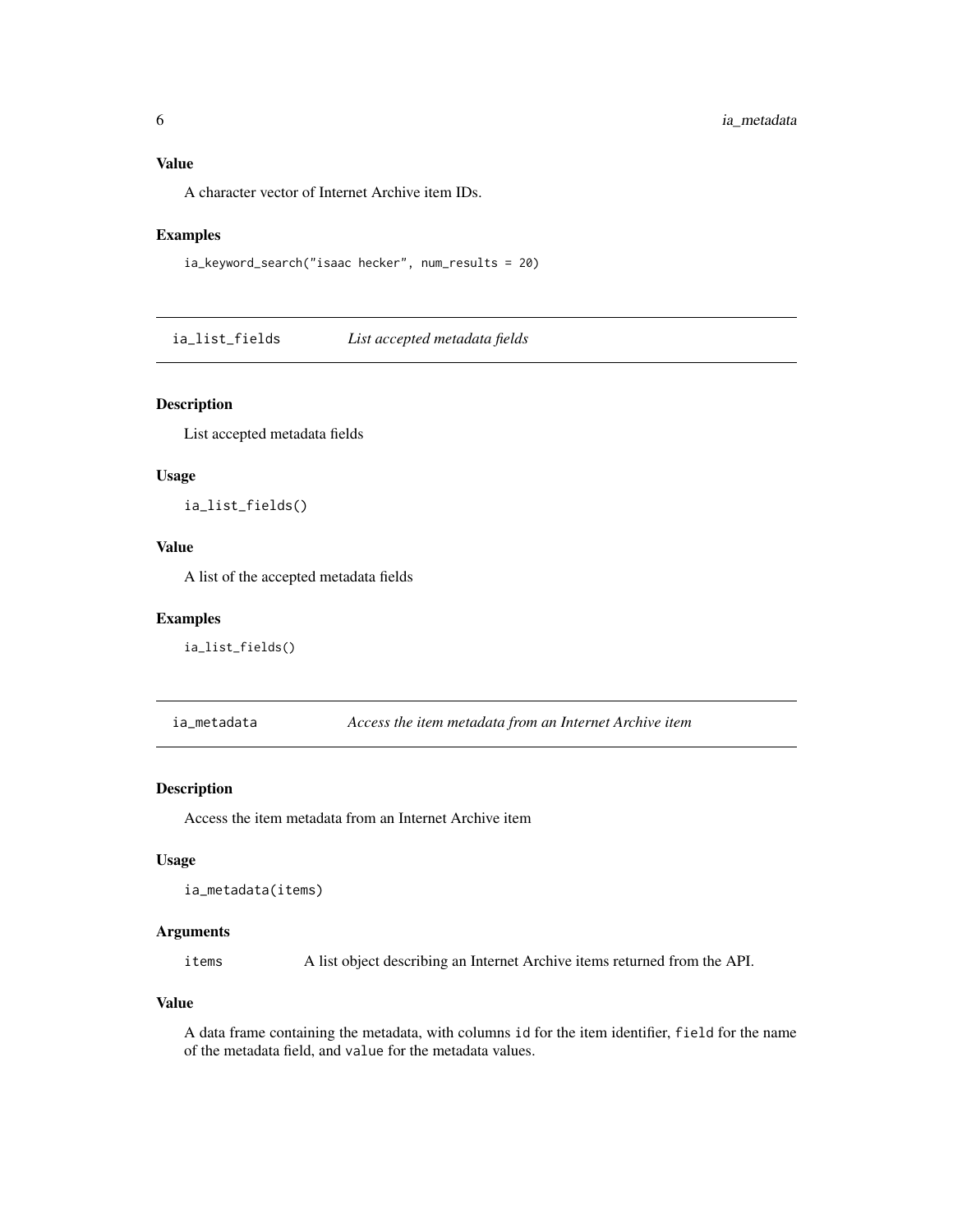### Value

A character vector of Internet Archive item IDs.

### Examples

```
ia_keyword_search("isaac hecker", num_results = 20)
```

## ia_list_fields *List accepted metadata fields*

### Description

List accepted metadata fields

### Usage

```
ia_list_fields()
```

### Value

A list of the accepted metadata fields

### Examples

```
ia_list_fields()
```

## ia_metadata *Access the item metadata from an Internet Archive item*

### Description

Access the item metadata from an Internet Archive item

### Usage

```
ia_metadata(items)
```

### Arguments

| | |
|---|---|
| `items` | A list object describing an Internet Archive items returned from the API. |

### Value

A data frame containing the metadata, with columns `id` for the item identifier, `field` for the name of the metadata field, and `value` for the metadata values.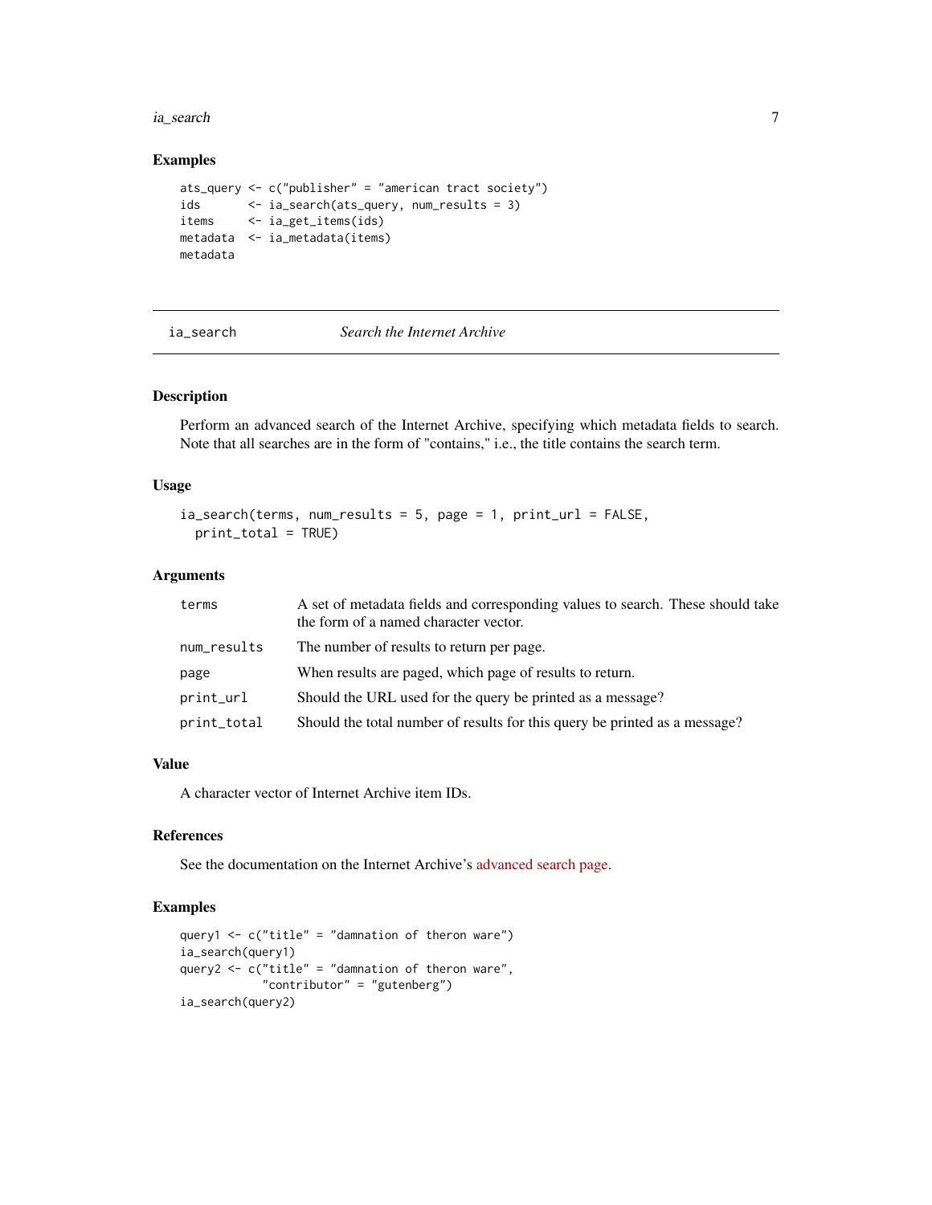## Examples

```
ats_query <- c("publisher" = "american tract society")
ids       <- ia_search(ats_query, num_results = 3)
items     <- ia_get_items(ids)
metadata  <- ia_metadata(items)
metadata
```

---

# ia_search *Search the Internet Archive*

## Description

Perform an advanced search of the Internet Archive, specifying which metadata fields to search. Note that all searches are in the form of "contains," i.e., the title contains the search term.

## Usage

```
ia_search(terms, num_results = 5, page = 1, print_url = FALSE,
  print_total = TRUE)
```

## Arguments

| | |
|---|---|
| terms | A set of metadata fields and corresponding values to search. These should take the form of a named character vector. |
| num_results | The number of results to return per page. |
| page | When results are paged, which page of results to return. |
| print_url | Should the URL used for the query be printed as a message? |
| print_total | Should the total number of results for this query be printed as a message? |

## Value

A character vector of Internet Archive item IDs.

## References

See the documentation on the Internet Archive's advanced search page.

## Examples

```
query1 <- c("title" = "damnation of theron ware")
ia_search(query1)
query2 <- c("title" = "damnation of theron ware",
            "contributor" = "gutenberg")
ia_search(query2)
```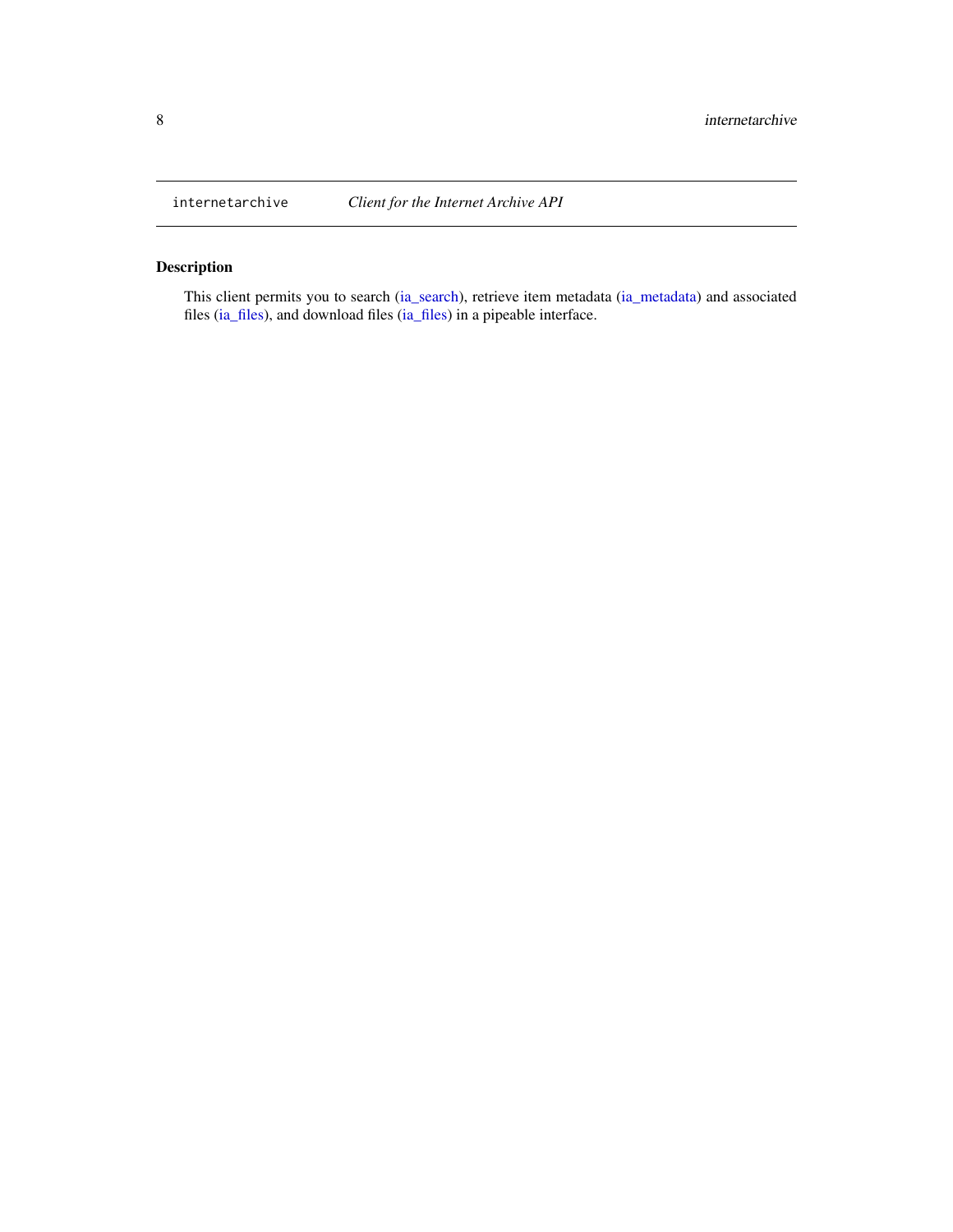`internetarchive` *Client for the Internet Archive API*

### Description

This client permits you to search (ia_search), retrieve item metadata (ia_metadata) and associated files (ia_files), and download files (ia_files) in a pipeable interface.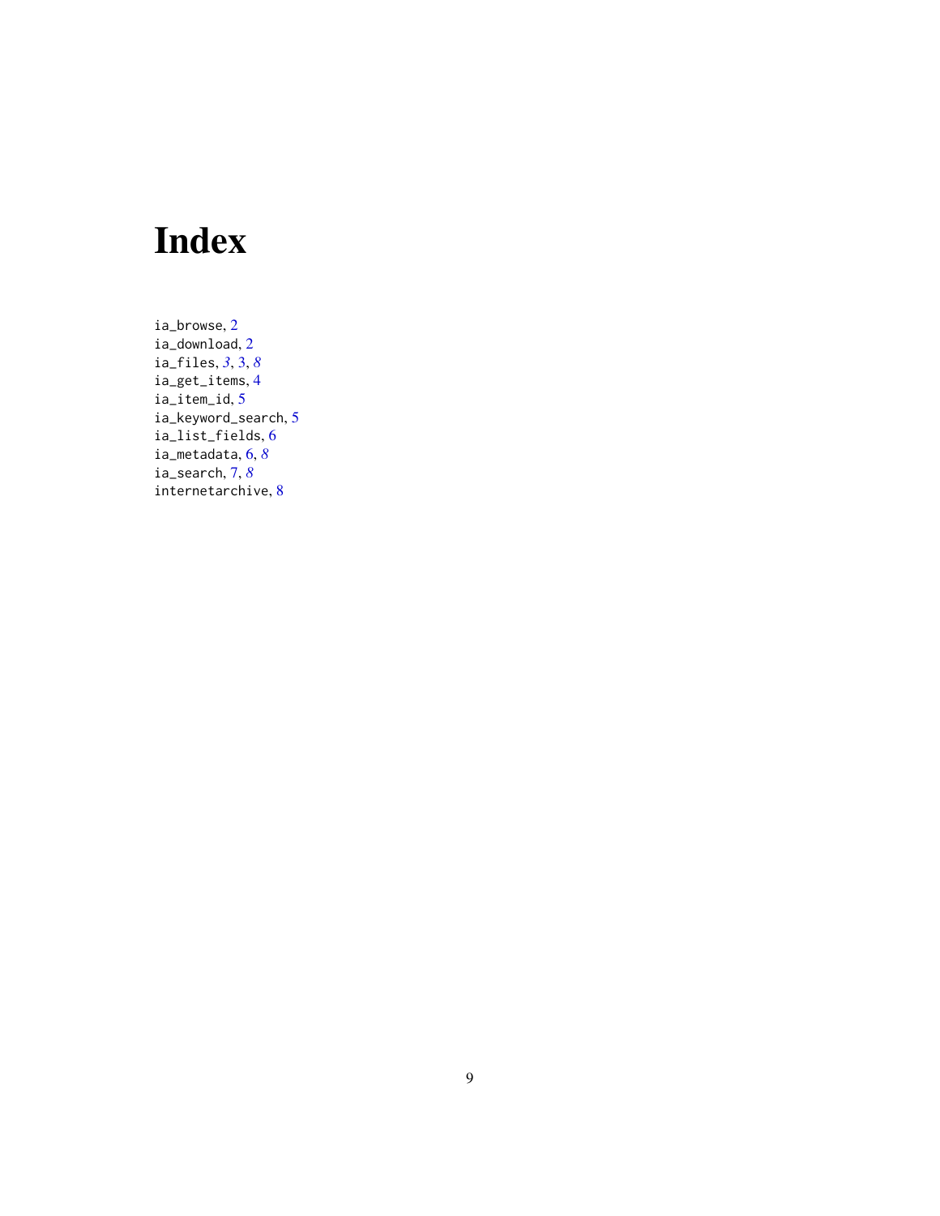# Index

ia_browse, 2
ia_download, 2
ia_files, *3*, 3, *8*
ia_get_items, 4
ia_item_id, 5
ia_keyword_search, 5
ia_list_fields, 6
ia_metadata, 6, *8*
ia_search, 7, *8*
internetarchive, 8